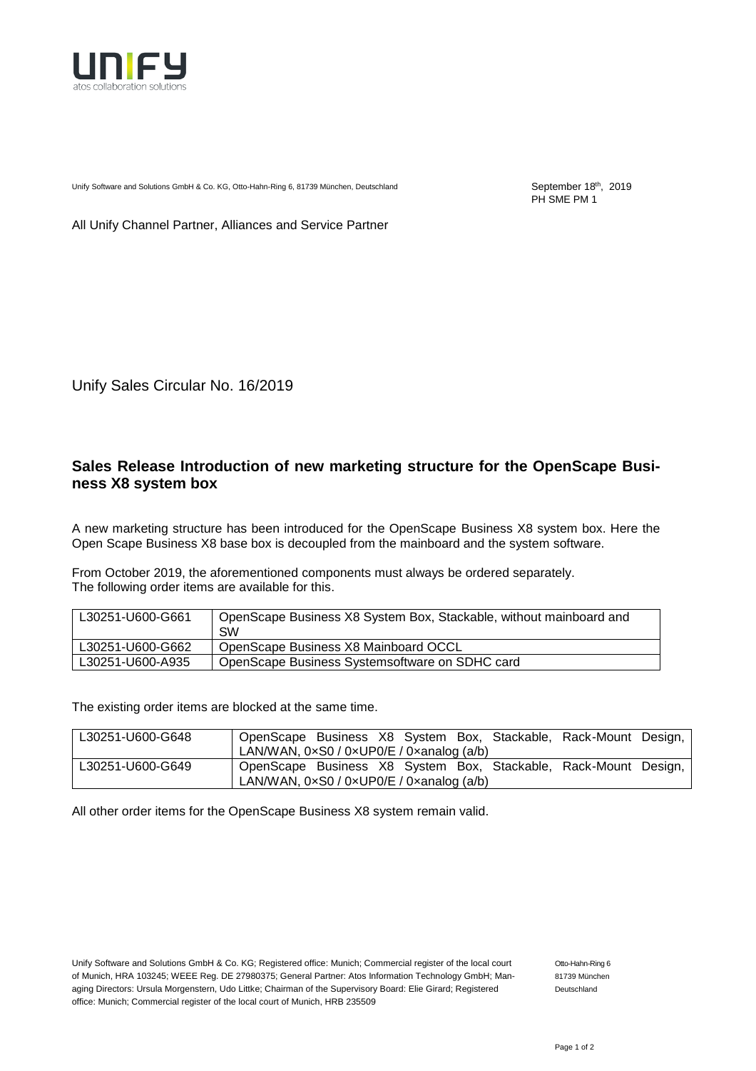Unify Software and Solutions GmbH & Co. KG, Otto-Hahn-Ring 6, 81739 München, Deutschland

September 18th, 2019
PH SME PM 1

All Unify Channel Partner, Alliances and Service Partner

Unify Sales Circular No. 16/2019

## Sales Release Introduction of new marketing structure for the OpenScape Business X8 system box

A new marketing structure has been introduced for the OpenScape Business X8 system box. Here the Open Scape Business X8 base box is decoupled from the mainboard and the system software.

From October 2019, the aforementioned components must always be ordered separately.
The following order items are available for this.

| L30251-U600-G661 | OpenScape Business X8 System Box, Stackable, without mainboard and SW |
|---|---|
| L30251-U600-G662 | OpenScape Business X8 Mainboard OCCL |
| L30251-U600-A935 | OpenScape Business Systemsoftware on SDHC card |

The existing order items are blocked at the same time.

| L30251-U600-G648 | OpenScape Business X8 System Box, Stackable, Rack-Mount Design, LAN/WAN, 0×S0 / 0×UP0/E / 0×analog (a/b) |
|---|---|
| L30251-U600-G649 | OpenScape Business X8 System Box, Stackable, Rack-Mount Design, LAN/WAN, 0×S0 / 0×UP0/E / 0×analog (a/b) |

All other order items for the OpenScape Business X8 system remain valid.

Unify Software and Solutions GmbH & Co. KG; Registered office: Munich; Commercial register of the local court of Munich, HRA 103245; WEEE Reg. DE 27980375; General Partner: Atos Information Technology GmbH; Managing Directors: Ursula Morgenstern, Udo Littke; Chairman of the Supervisory Board: Elie Girard; Registered office: Munich; Commercial register of the local court of Munich, HRB 235509

Otto-Hahn-Ring 6
81739 München
Deutschland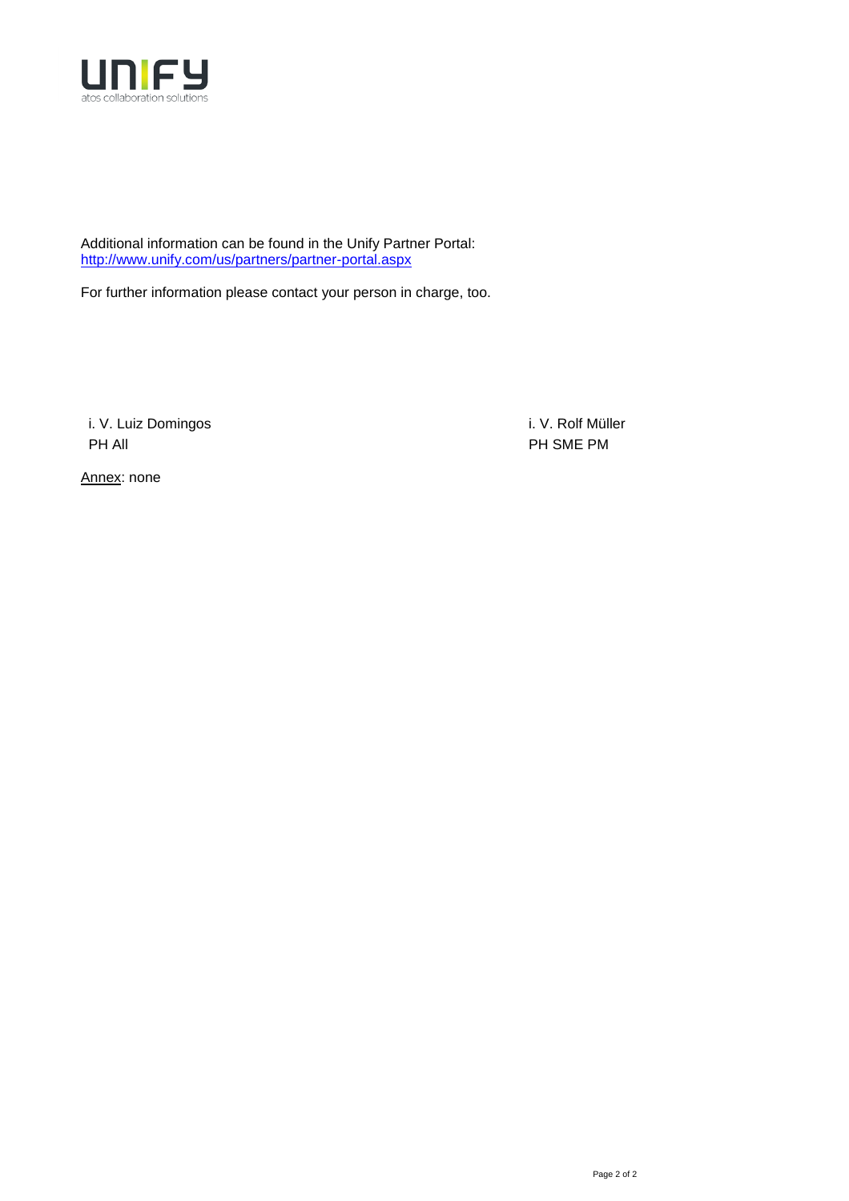Additional information can be found in the Unify Partner Portal:
http://www.unify.com/us/partners/partner-portal.aspx

For further information please contact your person in charge, too.

| | |
|---|---|
| i. V. Luiz Domingos | i. V. Rolf Müller |
| PH All | PH SME PM |

Annex: none